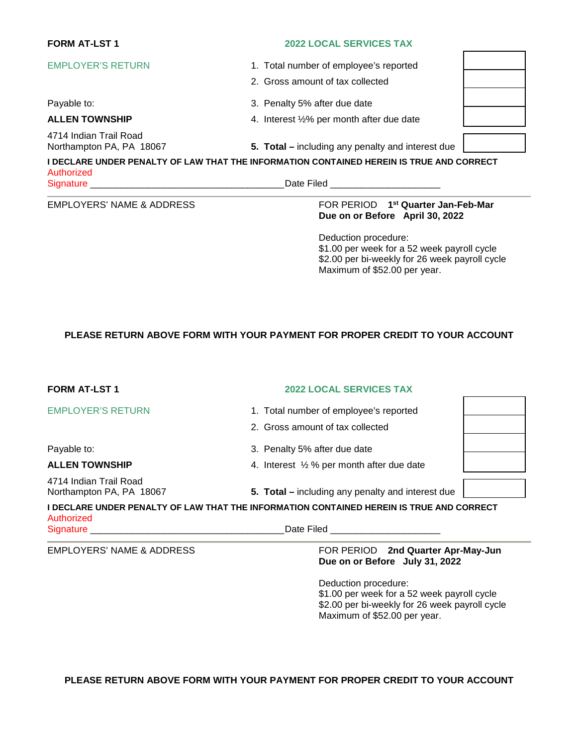**FORM AT-LST 1**

**2022 LOCAL SERVICES TAX**

EMPLOYER'S RETURN

Payable to:

**ALLEN TOWNSHIP**

4714 Indian Trail Road
Northampton PA, PA 18067

| | |
|---|---|
| 1. Total number of employee's reported | |
| 2. Gross amount of tax collected | |
| 3. Penalty 5% after due date | |
| 4. Interest ½% per month after due date | |
| **5. Total –** including any penalty and interest due | |

**I DECLARE UNDER PENALTY OF LAW THAT THE INFORMATION CONTAINED HEREIN IS TRUE AND CORRECT**

Authorized Signature ____________________________________ Date Filed ____________________

EMPLOYERS' NAME & ADDRESS

FOR PERIOD **1st Quarter Jan-Feb-Mar**
**Due on or Before April 30, 2022**

Deduction procedure:
$1.00 per week for a 52 week payroll cycle
$2.00 per bi-weekly for 26 week payroll cycle
Maximum of $52.00 per year.

**PLEASE RETURN ABOVE FORM WITH YOUR PAYMENT FOR PROPER CREDIT TO YOUR ACCOUNT**

---

**FORM AT-LST 1**

**2022 LOCAL SERVICES TAX**

EMPLOYER'S RETURN

Payable to:

**ALLEN TOWNSHIP**

4714 Indian Trail Road
Northampton PA, PA 18067

| | |
|---|---|
| 1. Total number of employee's reported | |
| 2. Gross amount of tax collected | |
| 3. Penalty 5% after due date | |
| 4. Interest ½ % per month after due date | |
| **5. Total –** including any penalty and interest due | |

**I DECLARE UNDER PENALTY OF LAW THAT THE INFORMATION CONTAINED HEREIN IS TRUE AND CORRECT**

Authorized Signature ____________________________________ Date Filed ____________________

EMPLOYERS' NAME & ADDRESS

FOR PERIOD **2nd Quarter Apr-May-Jun**
**Due on or Before July 31, 2022**

Deduction procedure:
$1.00 per week for a 52 week payroll cycle
$2.00 per bi-weekly for 26 week payroll cycle
Maximum of $52.00 per year.

**PLEASE RETURN ABOVE FORM WITH YOUR PAYMENT FOR PROPER CREDIT TO YOUR ACCOUNT**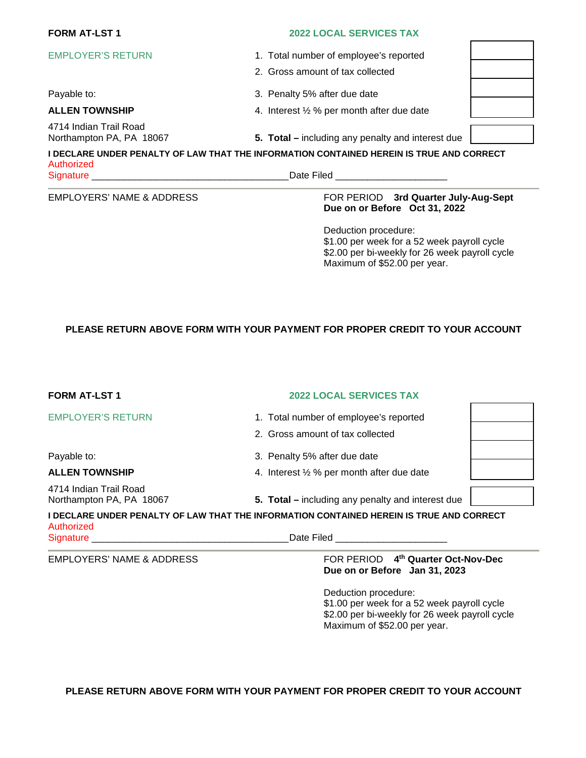**FORM AT-LST 1**

**2022 LOCAL SERVICES TAX**

EMPLOYER'S RETURN

Payable to:

**ALLEN TOWNSHIP**

4714 Indian Trail Road
Northampton PA, PA 18067

| | |
|---|---|
| 1. Total number of employee's reported | |
| 2. Gross amount of tax collected | |
| 3. Penalty 5% after due date | |
| 4. Interest ½ % per month after due date | |
| **5. Total –** including any penalty and interest due | |

**I DECLARE UNDER PENALTY OF LAW THAT THE INFORMATION CONTAINED HEREIN IS TRUE AND CORRECT**

Authorized
Signature ___________________________________Date Filed ____________________

EMPLOYERS' NAME & ADDRESS

FOR PERIOD **3rd Quarter July-Aug-Sept**
**Due on or Before Oct 31, 2022**

Deduction procedure:
$1.00 per week for a 52 week payroll cycle
$2.00 per bi-weekly for 26 week payroll cycle
Maximum of $52.00 per year.

**PLEASE RETURN ABOVE FORM WITH YOUR PAYMENT FOR PROPER CREDIT TO YOUR ACCOUNT**

---

**FORM AT-LST 1**

**2022 LOCAL SERVICES TAX**

EMPLOYER'S RETURN

Payable to:

**ALLEN TOWNSHIP**

4714 Indian Trail Road
Northampton PA, PA 18067

| | |
|---|---|
| 1. Total number of employee's reported | |
| 2. Gross amount of tax collected | |
| 3. Penalty 5% after due date | |
| 4. Interest ½ % per month after due date | |
| **5. Total –** including any penalty and interest due | |

**I DECLARE UNDER PENALTY OF LAW THAT THE INFORMATION CONTAINED HEREIN IS TRUE AND CORRECT**

Authorized
Signature ___________________________________Date Filed ____________________

EMPLOYERS' NAME & ADDRESS

FOR PERIOD **4th Quarter Oct-Nov-Dec**
**Due on or Before Jan 31, 2023**

Deduction procedure:
$1.00 per week for a 52 week payroll cycle
$2.00 per bi-weekly for 26 week payroll cycle
Maximum of $52.00 per year.

**PLEASE RETURN ABOVE FORM WITH YOUR PAYMENT FOR PROPER CREDIT TO YOUR ACCOUNT**